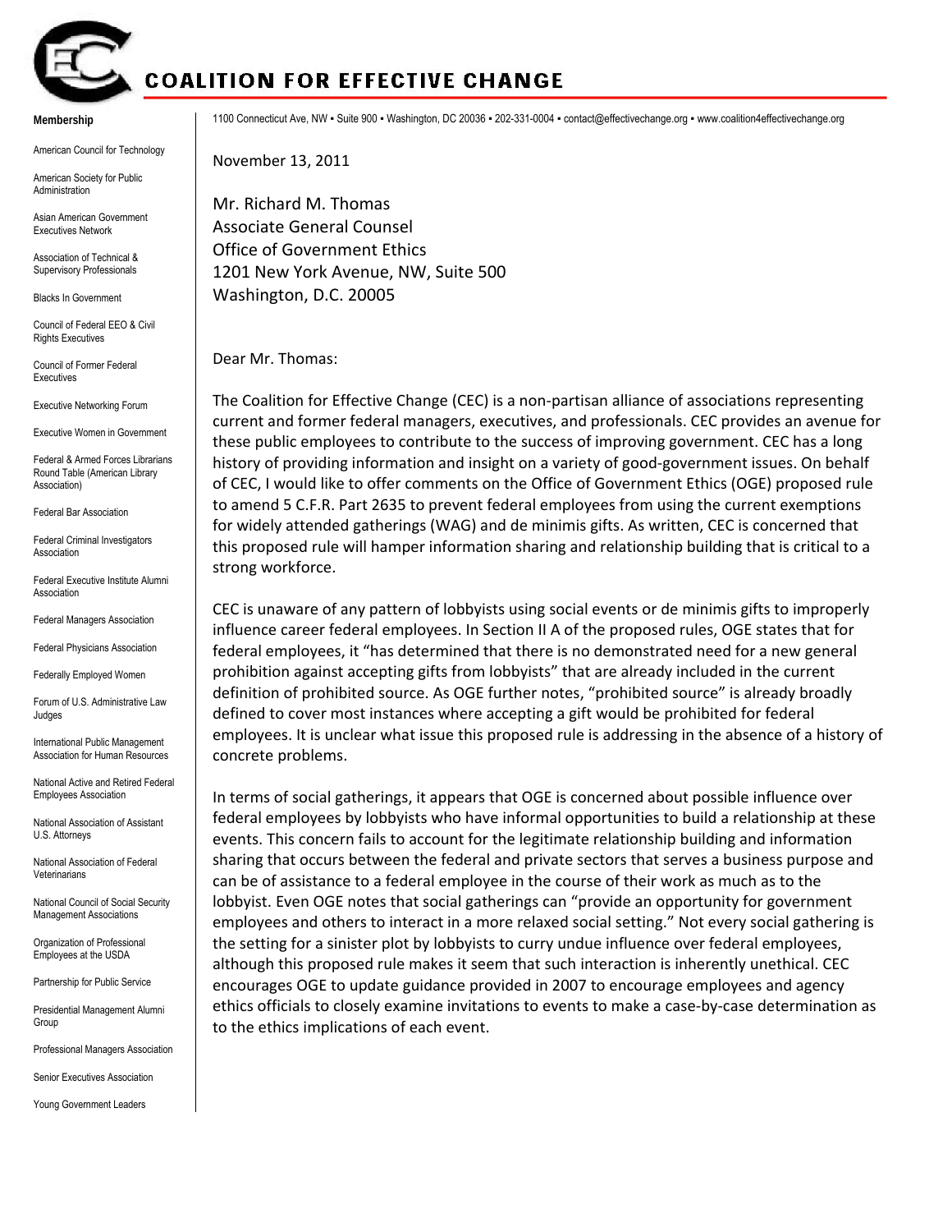# COALITION FOR EFFECTIVE CHANGE

**Membership**

American Council for Technology

American Society for Public Administration

Asian American Government Executives Network

Association of Technical & Supervisory Professionals

Blacks In Government

Council of Federal EEO & Civil Rights Executives

Council of Former Federal Executives

Executive Networking Forum

Executive Women in Government

Federal & Armed Forces Librarians Round Table (American Library Association)

Federal Bar Association

Federal Criminal Investigators Association

Federal Executive Institute Alumni Association

Federal Managers Association

Federal Physicians Association

Federally Employed Women

Forum of U.S. Administrative Law Judges

International Public Management Association for Human Resources

National Active and Retired Federal Employees Association

National Association of Assistant U.S. Attorneys

National Association of Federal Veterinarians

National Council of Social Security Management Associations

Organization of Professional Employees at the USDA

Partnership for Public Service

Presidential Management Alumni Group

Professional Managers Association

Senior Executives Association

Young Government Leaders

1100 Connecticut Ave, NW ▪ Suite 900 ▪ Washington, DC 20036 ▪ 202-331-0004 ▪ contact@effectivechange.org ▪ www.coalition4effectivechange.org

November 13, 2011

Mr. Richard M. Thomas
Associate General Counsel
Office of Government Ethics
1201 New York Avenue, NW, Suite 500
Washington, D.C. 20005

Dear Mr. Thomas:

The Coalition for Effective Change (CEC) is a non-partisan alliance of associations representing current and former federal managers, executives, and professionals. CEC provides an avenue for these public employees to contribute to the success of improving government. CEC has a long history of providing information and insight on a variety of good-government issues. On behalf of CEC, I would like to offer comments on the Office of Government Ethics (OGE) proposed rule to amend 5 C.F.R. Part 2635 to prevent federal employees from using the current exemptions for widely attended gatherings (WAG) and de minimis gifts. As written, CEC is concerned that this proposed rule will hamper information sharing and relationship building that is critical to a strong workforce.

CEC is unaware of any pattern of lobbyists using social events or de minimis gifts to improperly influence career federal employees. In Section II A of the proposed rules, OGE states that for federal employees, it "has determined that there is no demonstrated need for a new general prohibition against accepting gifts from lobbyists" that are already included in the current definition of prohibited source. As OGE further notes, "prohibited source" is already broadly defined to cover most instances where accepting a gift would be prohibited for federal employees. It is unclear what issue this proposed rule is addressing in the absence of a history of concrete problems.

In terms of social gatherings, it appears that OGE is concerned about possible influence over federal employees by lobbyists who have informal opportunities to build a relationship at these events. This concern fails to account for the legitimate relationship building and information sharing that occurs between the federal and private sectors that serves a business purpose and can be of assistance to a federal employee in the course of their work as much as to the lobbyist. Even OGE notes that social gatherings can "provide an opportunity for government employees and others to interact in a more relaxed social setting." Not every social gathering is the setting for a sinister plot by lobbyists to curry undue influence over federal employees, although this proposed rule makes it seem that such interaction is inherently unethical. CEC encourages OGE to update guidance provided in 2007 to encourage employees and agency ethics officials to closely examine invitations to events to make a case-by-case determination as to the ethics implications of each event.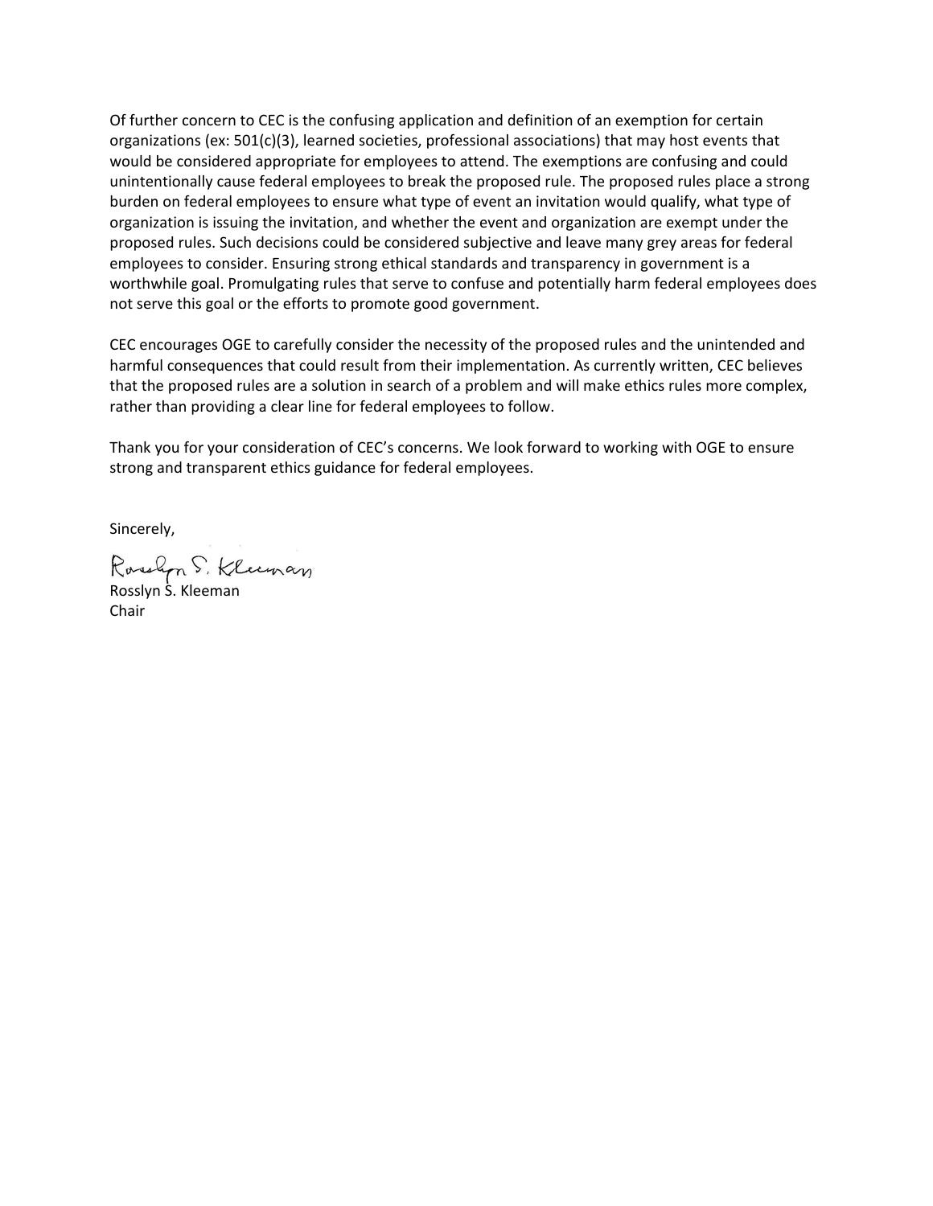Of further concern to CEC is the confusing application and definition of an exemption for certain organizations (ex: 501(c)(3), learned societies, professional associations) that may host events that would be considered appropriate for employees to attend. The exemptions are confusing and could unintentionally cause federal employees to break the proposed rule. The proposed rules place a strong burden on federal employees to ensure what type of event an invitation would qualify, what type of organization is issuing the invitation, and whether the event and organization are exempt under the proposed rules. Such decisions could be considered subjective and leave many grey areas for federal employees to consider. Ensuring strong ethical standards and transparency in government is a worthwhile goal. Promulgating rules that serve to confuse and potentially harm federal employees does not serve this goal or the efforts to promote good government.

CEC encourages OGE to carefully consider the necessity of the proposed rules and the unintended and harmful consequences that could result from their implementation. As currently written, CEC believes that the proposed rules are a solution in search of a problem and will make ethics rules more complex, rather than providing a clear line for federal employees to follow.

Thank you for your consideration of CEC's concerns. We look forward to working with OGE to ensure strong and transparent ethics guidance for federal employees.

Sincerely,

Rosslyn S. Kleeman

Rosslyn S. Kleeman
Chair